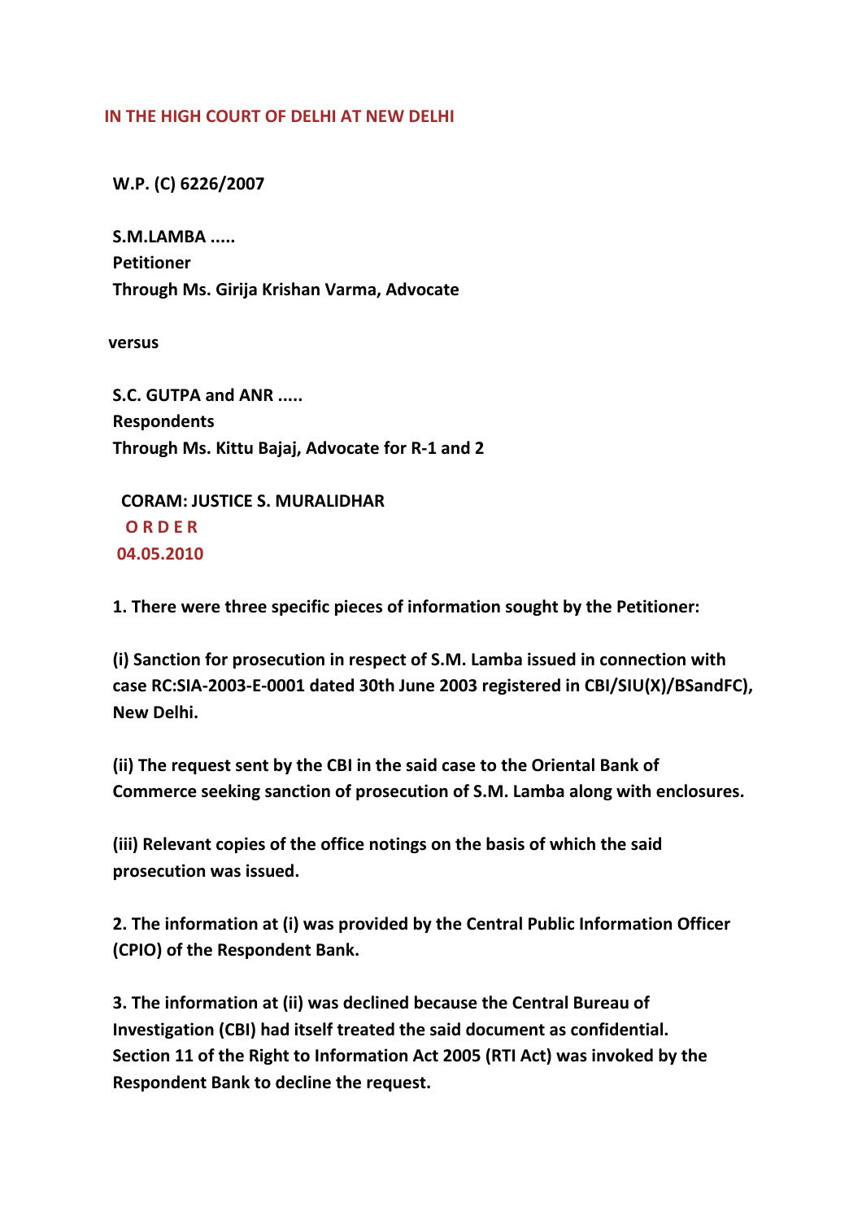**IN THE HIGH COURT OF DELHI AT NEW DELHI**

**W.P. (C) 6226/2007**

**S.M.LAMBA .....**
**Petitioner**
**Through Ms. Girija Krishan Varma, Advocate**

**versus**

**S.C. GUTPA and ANR .....**
**Respondents**
**Through Ms. Kittu Bajaj, Advocate for R-1 and 2**

**CORAM: JUSTICE S. MURALIDHAR**
**O R D E R**
**04.05.2010**

**1. There were three specific pieces of information sought by the Petitioner:**

**(i) Sanction for prosecution in respect of S.M. Lamba issued in connection with case RC:SIA-2003-E-0001 dated 30th June 2003 registered in CBI/SIU(X)/BSandFC), New Delhi.**

**(ii) The request sent by the CBI in the said case to the Oriental Bank of Commerce seeking sanction of prosecution of S.M. Lamba along with enclosures.**

**(iii) Relevant copies of the office notings on the basis of which the said prosecution was issued.**

**2. The information at (i) was provided by the Central Public Information Officer (CPIO) of the Respondent Bank.**

**3. The information at (ii) was declined because the Central Bureau of Investigation (CBI) had itself treated the said document as confidential. Section 11 of the Right to Information Act 2005 (RTI Act) was invoked by the Respondent Bank to decline the request.**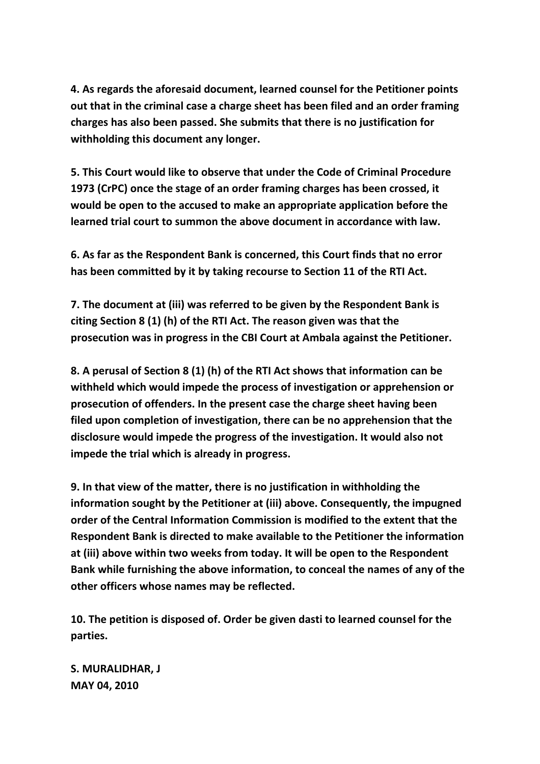**4. As regards the aforesaid document, learned counsel for the Petitioner points out that in the criminal case a charge sheet has been filed and an order framing charges has also been passed. She submits that there is no justification for withholding this document any longer.**

**5. This Court would like to observe that under the Code of Criminal Procedure 1973 (CrPC) once the stage of an order framing charges has been crossed, it would be open to the accused to make an appropriate application before the learned trial court to summon the above document in accordance with law.**

**6. As far as the Respondent Bank is concerned, this Court finds that no error has been committed by it by taking recourse to Section 11 of the RTI Act.**

**7. The document at (iii) was referred to be given by the Respondent Bank is citing Section 8 (1) (h) of the RTI Act. The reason given was that the prosecution was in progress in the CBI Court at Ambala against the Petitioner.**

**8. A perusal of Section 8 (1) (h) of the RTI Act shows that information can be withheld which would impede the process of investigation or apprehension or prosecution of offenders. In the present case the charge sheet having been filed upon completion of investigation, there can be no apprehension that the disclosure would impede the progress of the investigation. It would also not impede the trial which is already in progress.**

**9. In that view of the matter, there is no justification in withholding the information sought by the Petitioner at (iii) above. Consequently, the impugned order of the Central Information Commission is modified to the extent that the Respondent Bank is directed to make available to the Petitioner the information at (iii) above within two weeks from today. It will be open to the Respondent Bank while furnishing the above information, to conceal the names of any of the other officers whose names may be reflected.**

**10. The petition is disposed of. Order be given dasti to learned counsel for the parties.**

**S. MURALIDHAR, J**
**MAY 04, 2010**